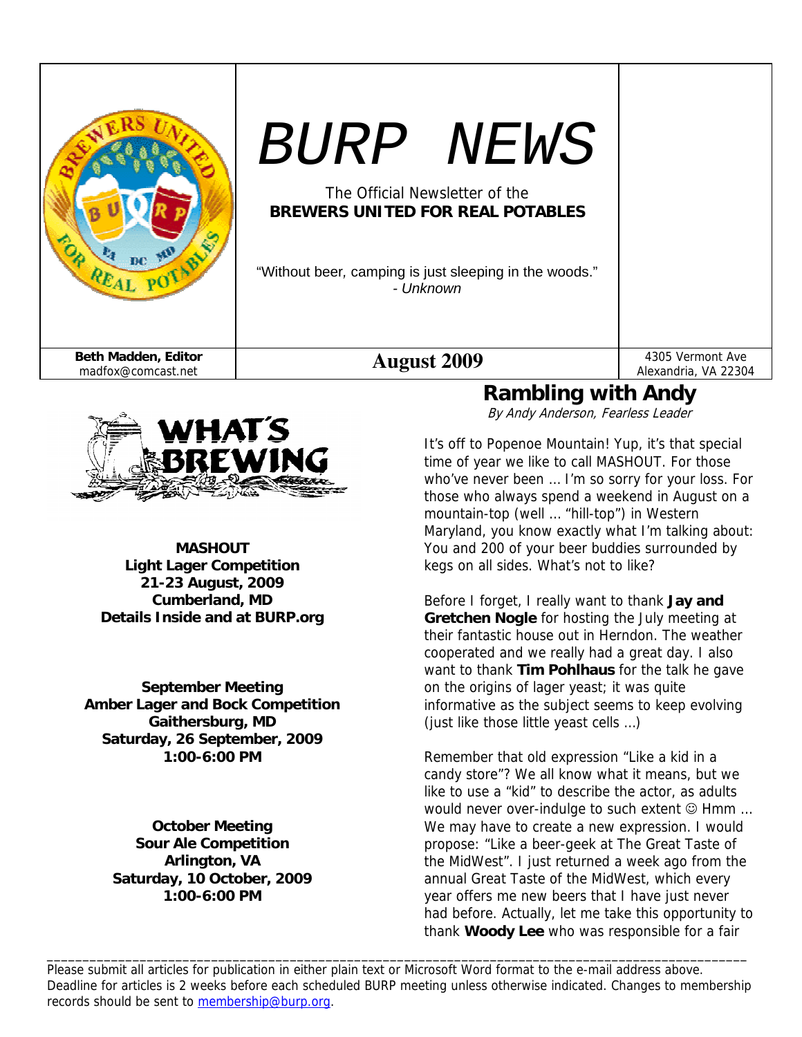# BURP NEWS

The Official Newsletter of the
**BREWERS UNITED FOR REAL POTABLES**

"Without beer, camping is just sleeping in the woods."
*- Unknown*

**Beth Madden, Editor**
madfox@comcast.net

**August 2009**

4305 Vermont Ave
Alexandria, VA 22304

## WHAT'S BREWING

**MASHOUT**
**Light Lager Competition**
**21-23 August, 2009**
**Cumberland, MD**
**Details Inside and at BURP.org**

**September Meeting**
**Amber Lager and Bock Competition**
**Gaithersburg, MD**
**Saturday, 26 September, 2009**
**1:00-6:00 PM**

**October Meeting**
**Sour Ale Competition**
**Arlington, VA**
**Saturday, 10 October, 2009**
**1:00-6:00 PM**

## Rambling with Andy

*By Andy Anderson, Fearless Leader*

It's off to Popenoe Mountain! Yup, it's that special time of year we like to call MASHOUT. For those who've never been … I'm so sorry for your loss. For those who always spend a weekend in August on a mountain-top (well … "hill-top") in Western Maryland, you know exactly what I'm talking about: You and 200 of your beer buddies surrounded by kegs on all sides. What's not to like?

Before I forget, I really want to thank **Jay and Gretchen Nogle** for hosting the July meeting at their fantastic house out in Herndon. The weather cooperated and we really had a great day. I also want to thank **Tim Pohlhaus** for the talk he gave on the origins of lager yeast; it was quite informative as the subject seems to keep evolving (just like those little yeast cells …)

Remember that old expression "Like a kid in a candy store"? We all know what it means, but we like to use a "kid" to describe the actor, as adults would never over-indulge to such extent ☺ Hmm … We may have to create a new expression. I would propose: "Like a beer-geek at The Great Taste of the MidWest". I just returned a week ago from the annual Great Taste of the MidWest, which every year offers me new beers that I have just never had before. Actually, let me take this opportunity to thank **Woody Lee** who was responsible for a fair

---

Please submit all articles for publication in either plain text or Microsoft Word format to the e-mail address above. Deadline for articles is 2 weeks before each scheduled BURP meeting unless otherwise indicated. Changes to membership records should be sent to membership@burp.org.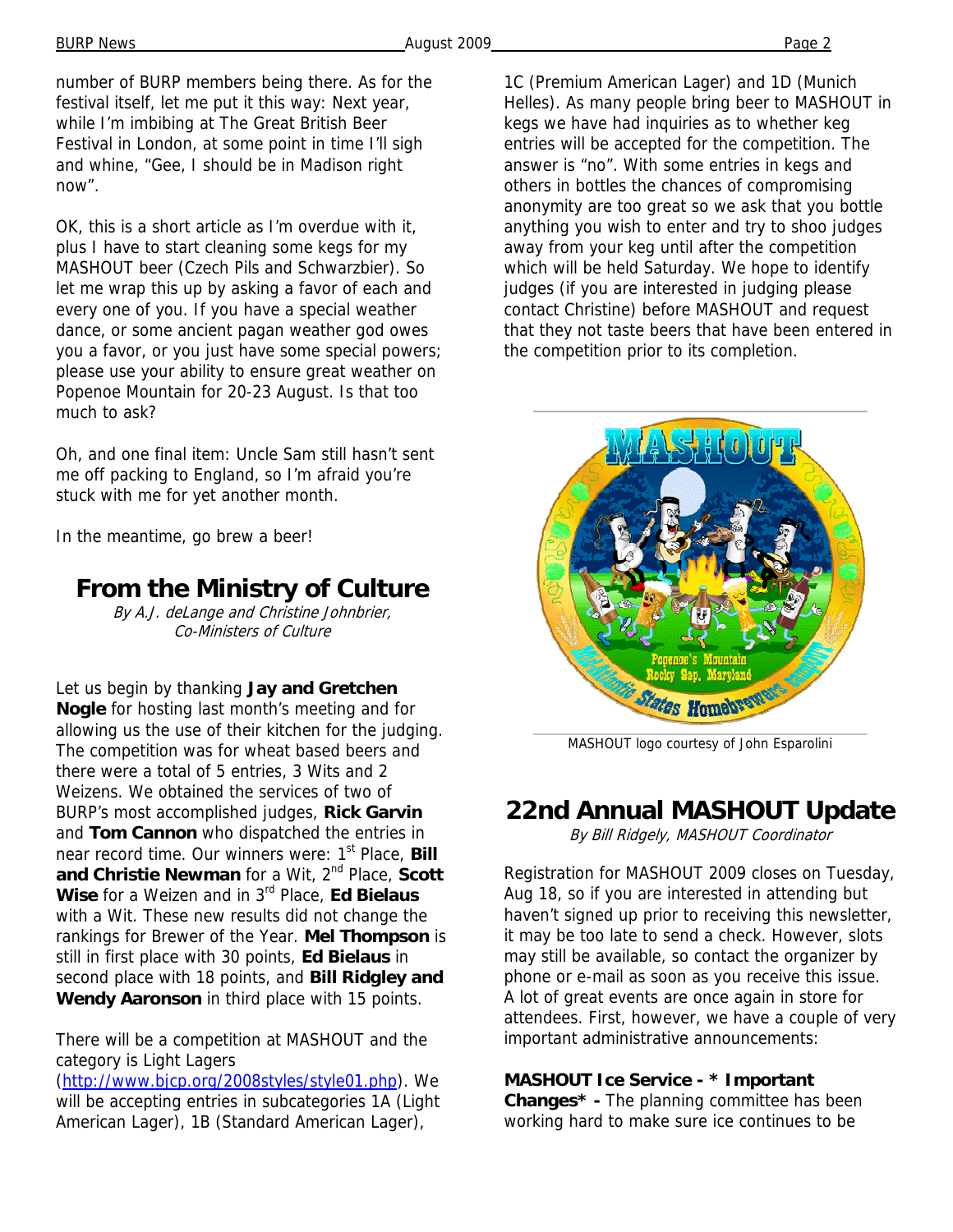number of BURP members being there. As for the festival itself, let me put it this way: Next year, while I'm imbibing at The Great British Beer Festival in London, at some point in time I'll sigh and whine, "Gee, I should be in Madison right now".

OK, this is a short article as I'm overdue with it, plus I have to start cleaning some kegs for my MASHOUT beer (Czech Pils and Schwarzbier). So let me wrap this up by asking a favor of each and every one of you. If you have a special weather dance, or some ancient pagan weather god owes you a favor, or you just have some special powers; please use your ability to ensure great weather on Popenoe Mountain for 20-23 August. Is that too much to ask?

Oh, and one final item: Uncle Sam still hasn't sent me off packing to England, so I'm afraid you're stuck with me for yet another month.

In the meantime, go brew a beer!

## From the Ministry of Culture

*By A.J. deLange and Christine Johnbrier, Co-Ministers of Culture*

Let us begin by thanking **Jay and Gretchen Nogle** for hosting last month's meeting and for allowing us the use of their kitchen for the judging. The competition was for wheat based beers and there were a total of 5 entries, 3 Wits and 2 Weizens. We obtained the services of two of BURP's most accomplished judges, **Rick Garvin** and **Tom Cannon** who dispatched the entries in near record time. Our winners were: 1st Place, **Bill and Christie Newman** for a Wit, 2nd Place, **Scott Wise** for a Weizen and in 3rd Place, **Ed Bielaus** with a Wit. These new results did not change the rankings for Brewer of the Year. **Mel Thompson** is still in first place with 30 points, **Ed Bielaus** in second place with 18 points, and **Bill Ridgley and Wendy Aaronson** in third place with 15 points.

There will be a competition at MASHOUT and the category is Light Lagers (http://www.bjcp.org/2008styles/style01.php). We will be accepting entries in subcategories 1A (Light American Lager), 1B (Standard American Lager), 1C (Premium American Lager) and 1D (Munich Helles). As many people bring beer to MASHOUT in kegs we have had inquiries as to whether keg entries will be accepted for the competition. The answer is "no". With some entries in kegs and others in bottles the chances of compromising anonymity are too great so we ask that you bottle anything you wish to enter and try to shoo judges away from your keg until after the competition which will be held Saturday. We hope to identify judges (if you are interested in judging please contact Christine) before MASHOUT and request that they not taste beers that have been entered in the competition prior to its completion.

MASHOUT logo courtesy of John Esparolini

## 22nd Annual MASHOUT Update

*By Bill Ridgely, MASHOUT Coordinator*

Registration for MASHOUT 2009 closes on Tuesday, Aug 18, so if you are interested in attending but haven't signed up prior to receiving this newsletter, it may be too late to send a check. However, slots may still be available, so contact the organizer by phone or e-mail as soon as you receive this issue. A lot of great events are once again in store for attendees. First, however, we have a couple of very important administrative announcements:

**MASHOUT Ice Service - * Important Changes* -** The planning committee has been working hard to make sure ice continues to be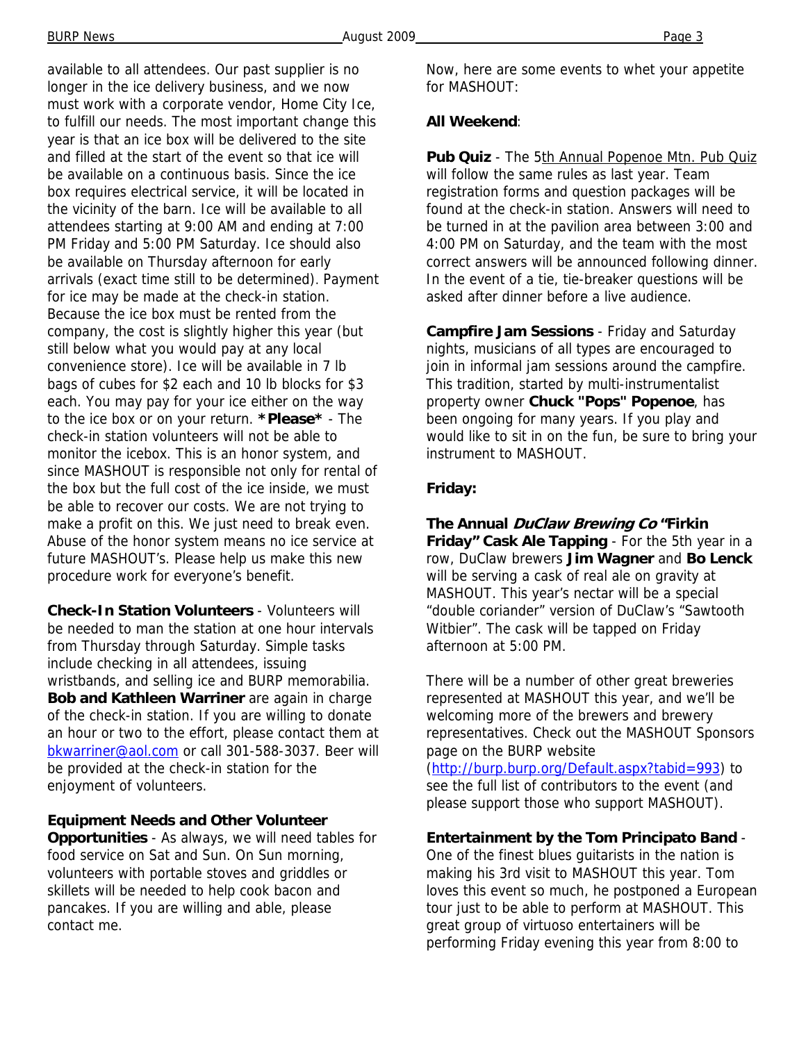available to all attendees. Our past supplier is no longer in the ice delivery business, and we now must work with a corporate vendor, Home City Ice, to fulfill our needs. The most important change this year is that an ice box will be delivered to the site and filled at the start of the event so that ice will be available on a continuous basis. Since the ice box requires electrical service, it will be located in the vicinity of the barn. Ice will be available to all attendees starting at 9:00 AM and ending at 7:00 PM Friday and 5:00 PM Saturday. Ice should also be available on Thursday afternoon for early arrivals (exact time still to be determined). Payment for ice may be made at the check-in station. Because the ice box must be rented from the company, the cost is slightly higher this year (but still below what you would pay at any local convenience store). Ice will be available in 7 lb bags of cubes for $2 each and 10 lb blocks for $3 each. You may pay for your ice either on the way to the ice box or on your return. ***Please*** - The check-in station volunteers will not be able to monitor the icebox. This is an honor system, and since MASHOUT is responsible not only for rental of the box but the full cost of the ice inside, we must be able to recover our costs. We are not trying to make a profit on this. We just need to break even. Abuse of the honor system means no ice service at future MASHOUT's. Please help us make this new procedure work for everyone's benefit.

**Check-In Station Volunteers** - Volunteers will be needed to man the station at one hour intervals from Thursday through Saturday. Simple tasks include checking in all attendees, issuing wristbands, and selling ice and BURP memorabilia. **Bob and Kathleen Warriner** are again in charge of the check-in station. If you are willing to donate an hour or two to the effort, please contact them at bkwarriner@aol.com or call 301-588-3037. Beer will be provided at the check-in station for the enjoyment of volunteers.

**Equipment Needs and Other Volunteer Opportunities** - As always, we will need tables for food service on Sat and Sun. On Sun morning, volunteers with portable stoves and griddles or skillets will be needed to help cook bacon and pancakes. If you are willing and able, please contact me.

Now, here are some events to whet your appetite for MASHOUT:

**All Weekend**:

**Pub Quiz** - The 5th Annual Popenoe Mtn. Pub Quiz will follow the same rules as last year. Team registration forms and question packages will be found at the check-in station. Answers will need to be turned in at the pavilion area between 3:00 and 4:00 PM on Saturday, and the team with the most correct answers will be announced following dinner. In the event of a tie, tie-breaker questions will be asked after dinner before a live audience.

**Campfire Jam Sessions** - Friday and Saturday nights, musicians of all types are encouraged to join in informal jam sessions around the campfire. This tradition, started by multi-instrumentalist property owner **Chuck "Pops" Popenoe**, has been ongoing for many years. If you play and would like to sit in on the fun, be sure to bring your instrument to MASHOUT.

**Friday:**

**The Annual *DuClaw Brewing Co* "Firkin Friday" Cask Ale Tapping** - For the 5th year in a row, DuClaw brewers **Jim Wagner** and **Bo Lenck** will be serving a cask of real ale on gravity at MASHOUT. This year's nectar will be a special "double coriander" version of DuClaw's "Sawtooth Witbier". The cask will be tapped on Friday afternoon at 5:00 PM.

There will be a number of other great breweries represented at MASHOUT this year, and we'll be welcoming more of the brewers and brewery representatives. Check out the MASHOUT Sponsors page on the BURP website (http://burp.burp.org/Default.aspx?tabid=993) to see the full list of contributors to the event (and please support those who support MASHOUT).

**Entertainment by the Tom Principato Band** - One of the finest blues guitarists in the nation is making his 3rd visit to MASHOUT this year. Tom loves this event so much, he postponed a European tour just to be able to perform at MASHOUT. This great group of virtuoso entertainers will be performing Friday evening this year from 8:00 to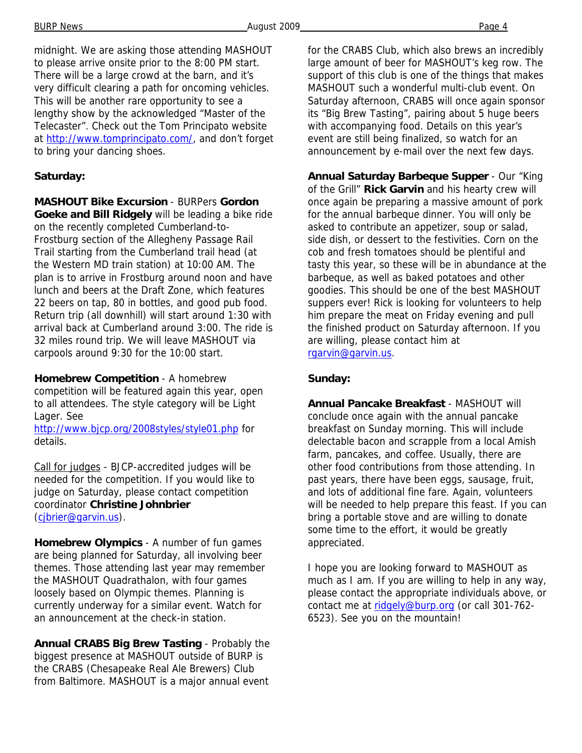midnight. We are asking those attending MASHOUT to please arrive onsite prior to the 8:00 PM start. There will be a large crowd at the barn, and it's very difficult clearing a path for oncoming vehicles. This will be another rare opportunity to see a lengthy show by the acknowledged "Master of the Telecaster". Check out the Tom Principato website at http://www.tomprincipato.com/, and don't forget to bring your dancing shoes.

**Saturday:**

**MASHOUT Bike Excursion** - BURPers **Gordon Goeke and Bill Ridgely** will be leading a bike ride on the recently completed Cumberland-to-Frostburg section of the Allegheny Passage Rail Trail starting from the Cumberland trail head (at the Western MD train station) at 10:00 AM. The plan is to arrive in Frostburg around noon and have lunch and beers at the Draft Zone, which features 22 beers on tap, 80 in bottles, and good pub food. Return trip (all downhill) will start around 1:30 with arrival back at Cumberland around 3:00. The ride is 32 miles round trip. We will leave MASHOUT via carpools around 9:30 for the 10:00 start.

**Homebrew Competition** - A homebrew competition will be featured again this year, open to all attendees. The style category will be Light Lager. See http://www.bjcp.org/2008styles/style01.php for details.

Call for judges - BJCP-accredited judges will be needed for the competition. If you would like to judge on Saturday, please contact competition coordinator **Christine Johnbrier** (cjbrier@garvin.us).

**Homebrew Olympics** - A number of fun games are being planned for Saturday, all involving beer themes. Those attending last year may remember the MASHOUT Quadrathalon, with four games loosely based on Olympic themes. Planning is currently underway for a similar event. Watch for an announcement at the check-in station.

**Annual CRABS Big Brew Tasting** - Probably the biggest presence at MASHOUT outside of BURP is the CRABS (Chesapeake Real Ale Brewers) Club from Baltimore. MASHOUT is a major annual event for the CRABS Club, which also brews an incredibly large amount of beer for MASHOUT's keg row. The support of this club is one of the things that makes MASHOUT such a wonderful multi-club event. On Saturday afternoon, CRABS will once again sponsor its "Big Brew Tasting", pairing about 5 huge beers with accompanying food. Details on this year's event are still being finalized, so watch for an announcement by e-mail over the next few days.

**Annual Saturday Barbeque Supper** - Our "King of the Grill" **Rick Garvin** and his hearty crew will once again be preparing a massive amount of pork for the annual barbeque dinner. You will only be asked to contribute an appetizer, soup or salad, side dish, or dessert to the festivities. Corn on the cob and fresh tomatoes should be plentiful and tasty this year, so these will be in abundance at the barbeque, as well as baked potatoes and other goodies. This should be one of the best MASHOUT suppers ever! Rick is looking for volunteers to help him prepare the meat on Friday evening and pull the finished product on Saturday afternoon. If you are willing, please contact him at rgarvin@garvin.us.

**Sunday:**

**Annual Pancake Breakfast** - MASHOUT will conclude once again with the annual pancake breakfast on Sunday morning. This will include delectable bacon and scrapple from a local Amish farm, pancakes, and coffee. Usually, there are other food contributions from those attending. In past years, there have been eggs, sausage, fruit, and lots of additional fine fare. Again, volunteers will be needed to help prepare this feast. If you can bring a portable stove and are willing to donate some time to the effort, it would be greatly appreciated.

I hope you are looking forward to MASHOUT as much as I am. If you are willing to help in any way, please contact the appropriate individuals above, or contact me at ridgely@burp.org (or call 301-762-6523). See you on the mountain!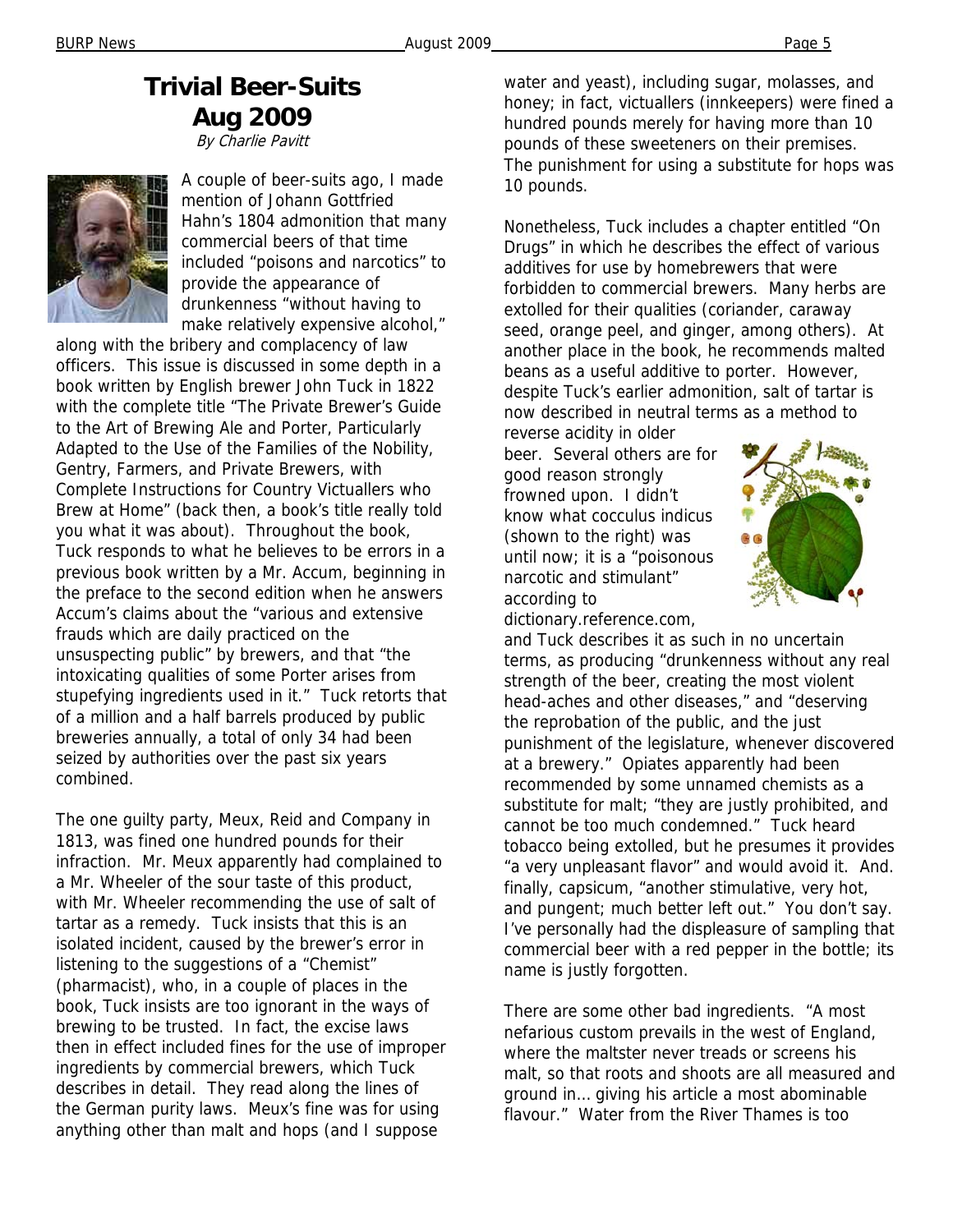# Trivial Beer-Suits Aug 2009

*By Charlie Pavitt*

A couple of beer-suits ago, I made mention of Johann Gottfried Hahn's 1804 admonition that many commercial beers of that time included "poisons and narcotics" to provide the appearance of drunkenness "without having to make relatively expensive alcohol," along with the bribery and complacency of law officers. This issue is discussed in some depth in a book written by English brewer John Tuck in 1822 with the complete title "The Private Brewer's Guide to the Art of Brewing Ale and Porter, Particularly Adapted to the Use of the Families of the Nobility, Gentry, Farmers, and Private Brewers, with Complete Instructions for Country Victuallers who Brew at Home" (back then, a book's title really told you what it was about). Throughout the book, Tuck responds to what he believes to be errors in a previous book written by a Mr. Accum, beginning in the preface to the second edition when he answers Accum's claims about the "various and extensive frauds which are daily practiced on the unsuspecting public" by brewers, and that "the intoxicating qualities of some Porter arises from stupefying ingredients used in it." Tuck retorts that of a million and a half barrels produced by public breweries annually, a total of only 34 had been seized by authorities over the past six years combined.

The one guilty party, Meux, Reid and Company in 1813, was fined one hundred pounds for their infraction. Mr. Meux apparently had complained to a Mr. Wheeler of the sour taste of this product, with Mr. Wheeler recommending the use of salt of tartar as a remedy. Tuck insists that this is an isolated incident, caused by the brewer's error in listening to the suggestions of a "Chemist" (pharmacist), who, in a couple of places in the book, Tuck insists are too ignorant in the ways of brewing to be trusted. In fact, the excise laws then in effect included fines for the use of improper ingredients by commercial brewers, which Tuck describes in detail. They read along the lines of the German purity laws. Meux's fine was for using anything other than malt and hops (and I suppose water and yeast), including sugar, molasses, and honey; in fact, victuallers (innkeepers) were fined a hundred pounds merely for having more than 10 pounds of these sweeteners on their premises. The punishment for using a substitute for hops was 10 pounds.

Nonetheless, Tuck includes a chapter entitled "On Drugs" in which he describes the effect of various additives for use by homebrewers that were forbidden to commercial brewers. Many herbs are extolled for their qualities (coriander, caraway seed, orange peel, and ginger, among others). At another place in the book, he recommends malted beans as a useful additive to porter. However, despite Tuck's earlier admonition, salt of tartar is now described in neutral terms as a method to reverse acidity in older beer. Several others are for good reason strongly frowned upon. I didn't know what cocculus indicus (shown to the right) was until now; it is a "poisonous narcotic and stimulant" according to dictionary.reference.com, and Tuck describes it as such in no uncertain terms, as producing "drunkenness without any real strength of the beer, creating the most violent head-aches and other diseases," and "deserving the reprobation of the public, and the just punishment of the legislature, whenever discovered at a brewery." Opiates apparently had been recommended by some unnamed chemists as a substitute for malt; "they are justly prohibited, and cannot be too much condemned." Tuck heard tobacco being extolled, but he presumes it provides "a very unpleasant flavor" and would avoid it. And. finally, capsicum, "another stimulative, very hot, and pungent; much better left out." You don't say. I've personally had the displeasure of sampling that commercial beer with a red pepper in the bottle; its name is justly forgotten.

There are some other bad ingredients. "A most nefarious custom prevails in the west of England, where the maltster never treads or screens his malt, so that roots and shoots are all measured and ground in… giving his article a most abominable flavour." Water from the River Thames is too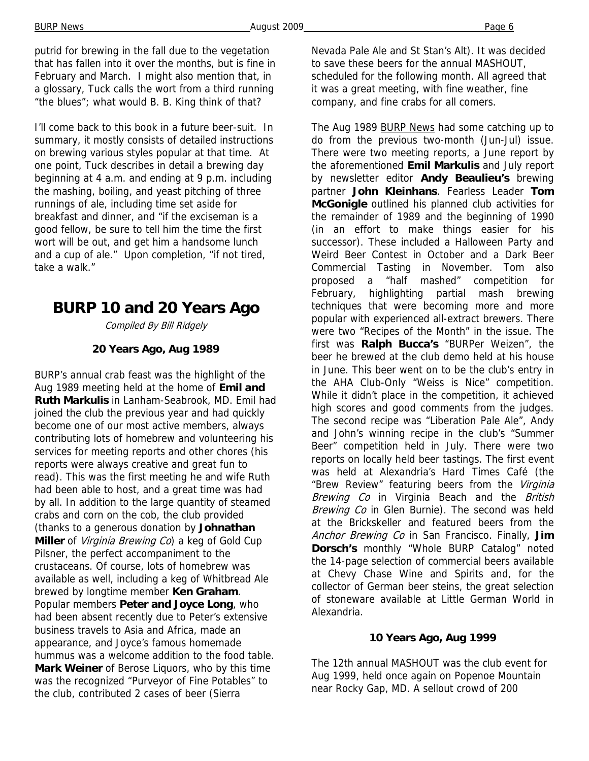putrid for brewing in the fall due to the vegetation that has fallen into it over the months, but is fine in February and March. I might also mention that, in a glossary, Tuck calls the wort from a third running "the blues"; what would B. B. King think of that?

I'll come back to this book in a future beer-suit. In summary, it mostly consists of detailed instructions on brewing various styles popular at that time. At one point, Tuck describes in detail a brewing day beginning at 4 a.m. and ending at 9 p.m. including the mashing, boiling, and yeast pitching of three runnings of ale, including time set aside for breakfast and dinner, and "if the exciseman is a good fellow, be sure to tell him the time the first wort will be out, and get him a handsome lunch and a cup of ale." Upon completion, "if not tired, take a walk."

# BURP 10 and 20 Years Ago

*Compiled By Bill Ridgely*

### 20 Years Ago, Aug 1989

BURP's annual crab feast was the highlight of the Aug 1989 meeting held at the home of **Emil and Ruth Markulis** in Lanham-Seabrook, MD. Emil had joined the club the previous year and had quickly become one of our most active members, always contributing lots of homebrew and volunteering his services for meeting reports and other chores (his reports were always creative and great fun to read). This was the first meeting he and wife Ruth had been able to host, and a great time was had by all. In addition to the large quantity of steamed crabs and corn on the cob, the club provided (thanks to a generous donation by **Johnathan Miller** of *Virginia Brewing Co*) a keg of Gold Cup Pilsner, the perfect accompaniment to the crustaceans. Of course, lots of homebrew was available as well, including a keg of Whitbread Ale brewed by longtime member **Ken Graham**. Popular members **Peter and Joyce Long**, who had been absent recently due to Peter's extensive business travels to Asia and Africa, made an appearance, and Joyce's famous homemade hummus was a welcome addition to the food table. **Mark Weiner** of Berose Liquors, who by this time was the recognized "Purveyor of Fine Potables" to the club, contributed 2 cases of beer (Sierra Nevada Pale Ale and St Stan's Alt). It was decided to save these beers for the annual MASHOUT, scheduled for the following month. All agreed that it was a great meeting, with fine weather, fine company, and fine crabs for all comers.

The Aug 1989 BURP News had some catching up to do from the previous two-month (Jun-Jul) issue. There were two meeting reports, a June report by the aforementioned **Emil Markulis** and July report by newsletter editor **Andy Beaulieu's** brewing partner **John Kleinhans**. Fearless Leader **Tom McGonigle** outlined his planned club activities for the remainder of 1989 and the beginning of 1990 (in an effort to make things easier for his successor). These included a Halloween Party and Weird Beer Contest in October and a Dark Beer Commercial Tasting in November. Tom also proposed a "half mashed" competition for February, highlighting partial mash brewing techniques that were becoming more and more popular with experienced all-extract brewers. There were two "Recipes of the Month" in the issue. The first was **Ralph Bucca's** "BURPer Weizen", the beer he brewed at the club demo held at his house in June. This beer went on to be the club's entry in the AHA Club-Only "Weiss is Nice" competition. While it didn't place in the competition, it achieved high scores and good comments from the judges. The second recipe was "Liberation Pale Ale", Andy and John's winning recipe in the club's "Summer Beer" competition held in July. There were two reports on locally held beer tastings. The first event was held at Alexandria's Hard Times Café (the "Brew Review" featuring beers from the *Virginia Brewing Co* in Virginia Beach and the *British Brewing Co* in Glen Burnie). The second was held at the Brickskeller and featured beers from the *Anchor Brewing Co* in San Francisco. Finally, **Jim Dorsch's** monthly "Whole BURP Catalog" noted the 14-page selection of commercial beers available at Chevy Chase Wine and Spirits and, for the collector of German beer steins, the great selection of stoneware available at Little German World in Alexandria.

### 10 Years Ago, Aug 1999

The 12th annual MASHOUT was the club event for Aug 1999, held once again on Popenoe Mountain near Rocky Gap, MD. A sellout crowd of 200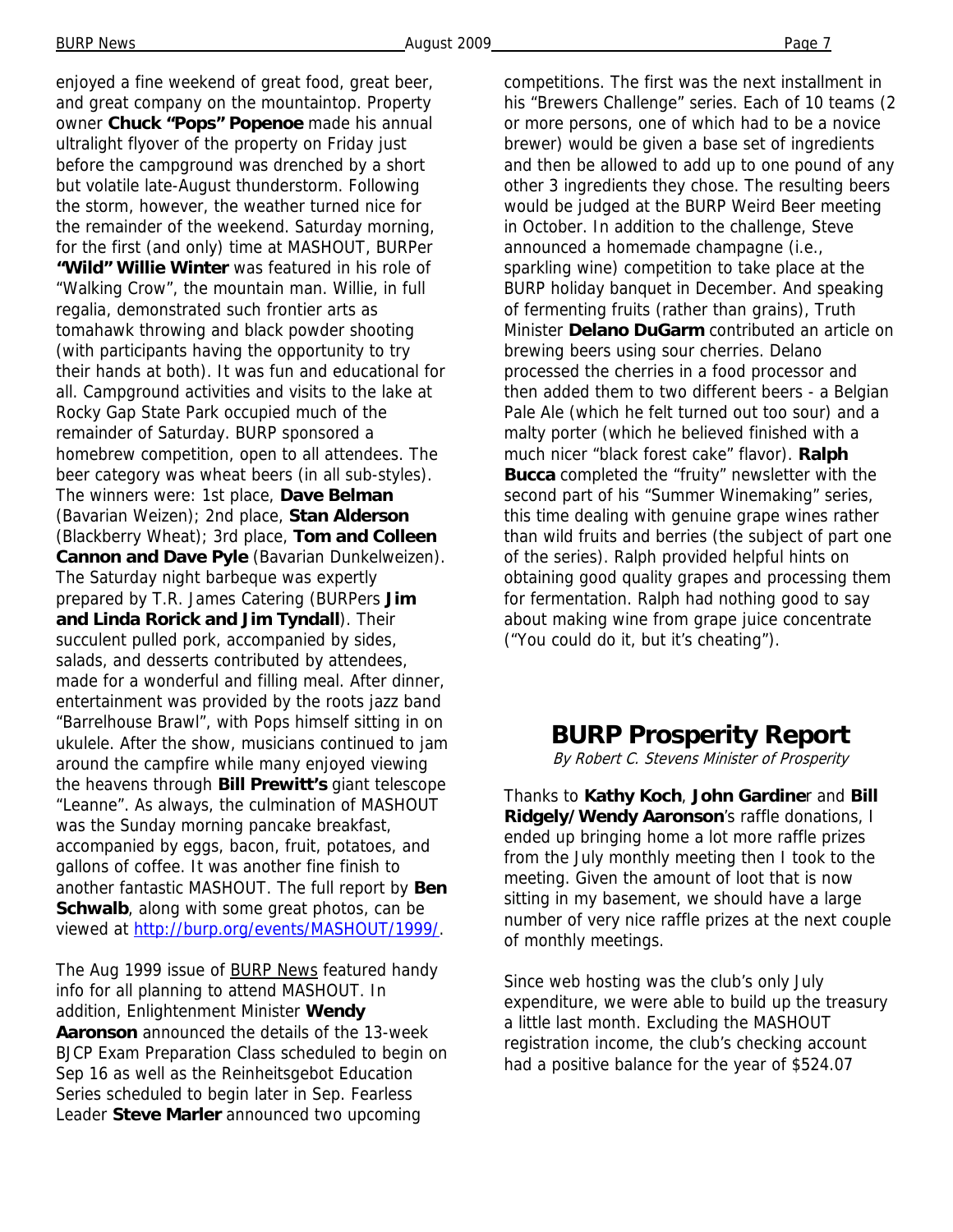enjoyed a fine weekend of great food, great beer, and great company on the mountaintop. Property owner **Chuck "Pops" Popenoe** made his annual ultralight flyover of the property on Friday just before the campground was drenched by a short but volatile late-August thunderstorm. Following the storm, however, the weather turned nice for the remainder of the weekend. Saturday morning, for the first (and only) time at MASHOUT, BURPer **"Wild" Willie Winter** was featured in his role of "Walking Crow", the mountain man. Willie, in full regalia, demonstrated such frontier arts as tomahawk throwing and black powder shooting (with participants having the opportunity to try their hands at both). It was fun and educational for all. Campground activities and visits to the lake at Rocky Gap State Park occupied much of the remainder of Saturday. BURP sponsored a homebrew competition, open to all attendees. The beer category was wheat beers (in all sub-styles). The winners were: 1st place, **Dave Belman** (Bavarian Weizen); 2nd place, **Stan Alderson** (Blackberry Wheat); 3rd place, **Tom and Colleen Cannon and Dave Pyle** (Bavarian Dunkelweizen). The Saturday night barbeque was expertly prepared by T.R. James Catering (BURPers **Jim and Linda Rorick and Jim Tyndall**). Their succulent pulled pork, accompanied by sides, salads, and desserts contributed by attendees, made for a wonderful and filling meal. After dinner, entertainment was provided by the roots jazz band "Barrelhouse Brawl", with Pops himself sitting in on ukulele. After the show, musicians continued to jam around the campfire while many enjoyed viewing the heavens through **Bill Prewitt's** giant telescope "Leanne". As always, the culmination of MASHOUT was the Sunday morning pancake breakfast, accompanied by eggs, bacon, fruit, potatoes, and gallons of coffee. It was another fine finish to another fantastic MASHOUT. The full report by **Ben Schwalb**, along with some great photos, can be viewed at http://burp.org/events/MASHOUT/1999/.

The Aug 1999 issue of BURP News featured handy info for all planning to attend MASHOUT. In addition, Enlightenment Minister **Wendy Aaronson** announced the details of the 13-week BJCP Exam Preparation Class scheduled to begin on Sep 16 as well as the Reinheitsgebot Education Series scheduled to begin later in Sep. Fearless Leader **Steve Marler** announced two upcoming competitions. The first was the next installment in his "Brewers Challenge" series. Each of 10 teams (2 or more persons, one of which had to be a novice brewer) would be given a base set of ingredients and then be allowed to add up to one pound of any other 3 ingredients they chose. The resulting beers would be judged at the BURP Weird Beer meeting in October. In addition to the challenge, Steve announced a homemade champagne (i.e., sparkling wine) competition to take place at the BURP holiday banquet in December. And speaking of fermenting fruits (rather than grains), Truth Minister **Delano DuGarm** contributed an article on brewing beers using sour cherries. Delano processed the cherries in a food processor and then added them to two different beers - a Belgian Pale Ale (which he felt turned out too sour) and a malty porter (which he believed finished with a much nicer "black forest cake" flavor). **Ralph Bucca** completed the "fruity" newsletter with the second part of his "Summer Winemaking" series, this time dealing with genuine grape wines rather than wild fruits and berries (the subject of part one of the series). Ralph provided helpful hints on obtaining good quality grapes and processing them for fermentation. Ralph had nothing good to say about making wine from grape juice concentrate ("You could do it, but it's cheating").

# BURP Prosperity Report

*By Robert C. Stevens Minister of Prosperity*

Thanks to **Kathy Koch**, **John Gardine**r and **Bill Ridgely/Wendy Aaronson**'s raffle donations, I ended up bringing home a lot more raffle prizes from the July monthly meeting then I took to the meeting. Given the amount of loot that is now sitting in my basement, we should have a large number of very nice raffle prizes at the next couple of monthly meetings.

Since web hosting was the club's only July expenditure, we were able to build up the treasury a little last month. Excluding the MASHOUT registration income, the club's checking account had a positive balance for the year of $524.07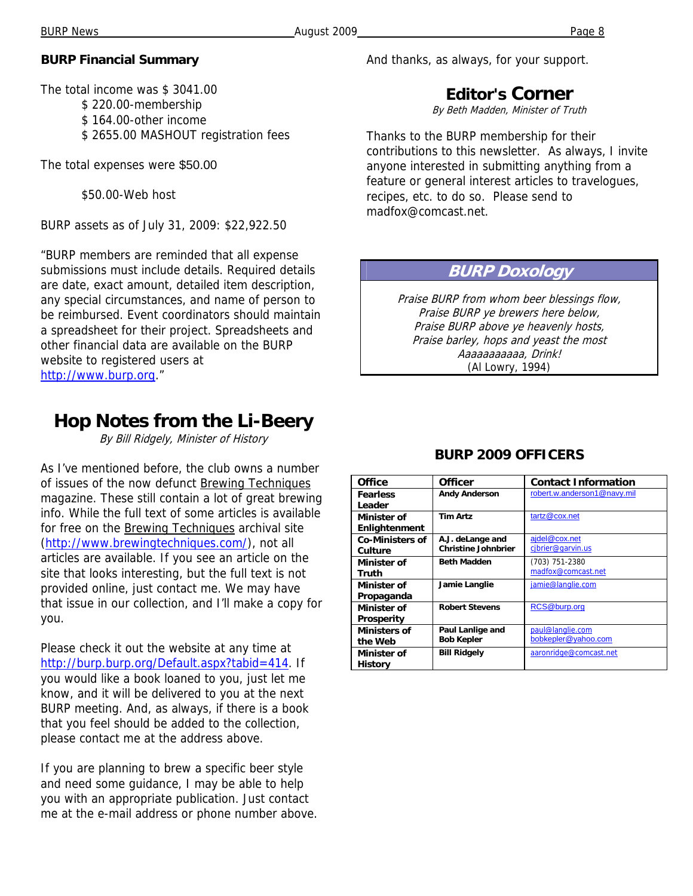## BURP Financial Summary

The total income was $ 3041.00

$ 220.00-membership
$ 164.00-other income
$ 2655.00 MASHOUT registration fees

The total expenses were $50.00

$50.00-Web host

BURP assets as of July 31, 2009: $22,922.50

"BURP members are reminded that all expense submissions must include details. Required details are date, exact amount, detailed item description, any special circumstances, and name of person to be reimbursed. Event coordinators should maintain a spreadsheet for their project. Spreadsheets and other financial data are available on the BURP website to registered users at http://www.burp.org."

# Hop Notes from the Li-Beery

*By Bill Ridgely, Minister of History*

As I've mentioned before, the club owns a number of issues of the now defunct Brewing Techniques magazine. These still contain a lot of great brewing info. While the full text of some articles is available for free on the Brewing Techniques archival site (http://www.brewingtechniques.com/), not all articles are available. If you see an article on the site that looks interesting, but the full text is not provided online, just contact me. We may have that issue in our collection, and I'll make a copy for you.

Please check it out the website at any time at http://burp.burp.org/Default.aspx?tabid=414. If you would like a book loaned to you, just let me know, and it will be delivered to you at the next BURP meeting. And, as always, if there is a book that you feel should be added to the collection, please contact me at the address above.

If you are planning to brew a specific beer style and need some guidance, I may be able to help you with an appropriate publication. Just contact me at the e-mail address or phone number above.

And thanks, as always, for your support.

# Editor's Corner

*By Beth Madden, Minister of Truth*

Thanks to the BURP membership for their contributions to this newsletter. As always, I invite anyone interested in submitting anything from a feature or general interest articles to travelogues, recipes, etc. to do so. Please send to madfox@comcast.net.

## BURP Doxology

*Praise BURP from whom beer blessings flow,*
*Praise BURP ye brewers here below,*
*Praise BURP above ye heavenly hosts,*
*Praise barley, hops and yeast the most*
*Aaaaaaaaaaa, Drink!*
(Al Lowry, 1994)

## BURP 2009 OFFICERS

| Office | Officer | Contact Information |
|---|---|---|
| Fearless Leader | Andy Anderson | robert.w.anderson1@navy.mil |
| Minister of Enlightenment | Tim Artz | tartz@cox.net |
| Co-Ministers of Culture | A.J. deLange and Christine Johnbrier | ajdel@cox.net cjbrier@garvin.us |
| Minister of Truth | Beth Madden | (703) 751-2380 madfox@comcast.net |
| Minister of Propaganda | Jamie Langlie | jamie@langlie.com |
| Minister of Prosperity | Robert Stevens | RCS@burp.org |
| Ministers of the Web | Paul Lanlige and Bob Kepler | paul@langlie.com bobkepler@yahoo.com |
| Minister of History | Bill Ridgely | aaronridge@comcast.net |